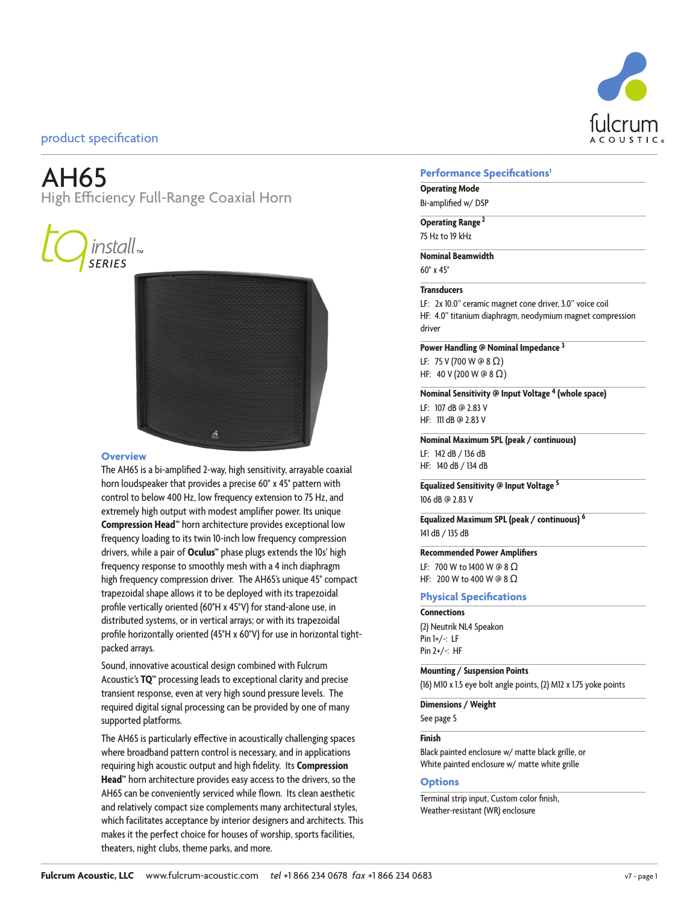product specification

# AH65

High Efficiency Full-Range Coaxial Horn

tq install™ SERIES

## Overview

The AH65 is a bi-amplified 2-way, high sensitivity, arrayable coaxial horn loudspeaker that provides a precise 60° x 45° pattern with control to below 400 Hz, low frequency extension to 75 Hz, and extremely high output with modest amplifier power. Its unique **Compression Head**™ horn architecture provides exceptional low frequency loading to its twin 10-inch low frequency compression drivers, while a pair of **Oculus**™ phase plugs extends the 10s' high frequency response to smoothly mesh with a 4 inch diaphragm high frequency compression driver. The AH65's unique 45° compact trapezoidal shape allows it to be deployed with its trapezoidal profile vertically oriented (60°H x 45°V) for stand-alone use, in distributed systems, or in vertical arrays; or with its trapezoidal profile horizontally oriented (45°H x 60°V) for use in horizontal tight-packed arrays.

Sound, innovative acoustical design combined with Fulcrum Acoustic's **TQ**™ processing leads to exceptional clarity and precise transient response, even at very high sound pressure levels. The required digital signal processing can be provided by one of many supported platforms.

The AH65 is particularly effective in acoustically challenging spaces where broadband pattern control is necessary, and in applications requiring high acoustic output and high fidelity. Its **Compression Head**™ horn architecture provides easy access to the drivers, so the AH65 can be conveniently serviced while flown. Its clean aesthetic and relatively compact size complements many architectural styles, which facilitates acceptance by interior designers and architects. This makes it the perfect choice for houses of worship, sports facilities, theaters, night clubs, theme parks, and more.

## Performance Specifications[1]

**Operating Mode**
Bi-amplified w/ DSP

**Operating Range** [2]
75 Hz to 19 kHz

**Nominal Beamwidth**
60° x 45°

**Transducers**
LF: 2x 10.0" ceramic magnet cone driver, 3.0" voice coil
HF: 4.0" titanium diaphragm, neodymium magnet compression driver

**Power Handling @ Nominal Impedance** [3]
LF: 75 V (700 W @ 8 Ω)
HF: 40 V (200 W @ 8 Ω)

**Nominal Sensitivity @ Input Voltage** [4] **(whole space)**
LF: 107 dB @ 2.83 V
HF: 111 dB @ 2.83 V

**Nominal Maximum SPL (peak / continuous)**
LF: 142 dB / 136 dB
HF: 140 dB / 134 dB

**Equalized Sensitivity @ Input Voltage** [5]
106 dB @ 2.83 V

**Equalized Maximum SPL (peak / continuous)** [6]
141 dB / 135 dB

**Recommended Power Amplifiers**
LF: 700 W to 1400 W @ 8 Ω
HF: 200 W to 400 W @ 8 Ω

## Physical Specifications

**Connections**
(2) Neutrik NL4 Speakon
Pin 1+/-: LF
Pin 2+/-: HF

**Mounting / Suspension Points**
(16) M10 x 1.5 eye bolt angle points, (2) M12 x 1.75 yoke points

**Dimensions / Weight**
See page 5

**Finish**
Black painted enclosure w/ matte black grille, or
White painted enclosure w/ matte white grille

## Options

Terminal strip input, Custom color finish,
Weather-resistant (WR) enclosure

**Fulcrum Acoustic, LLC** www.fulcrum-acoustic.com *tel* +1 866 234 0678 *fax* +1 866 234 0683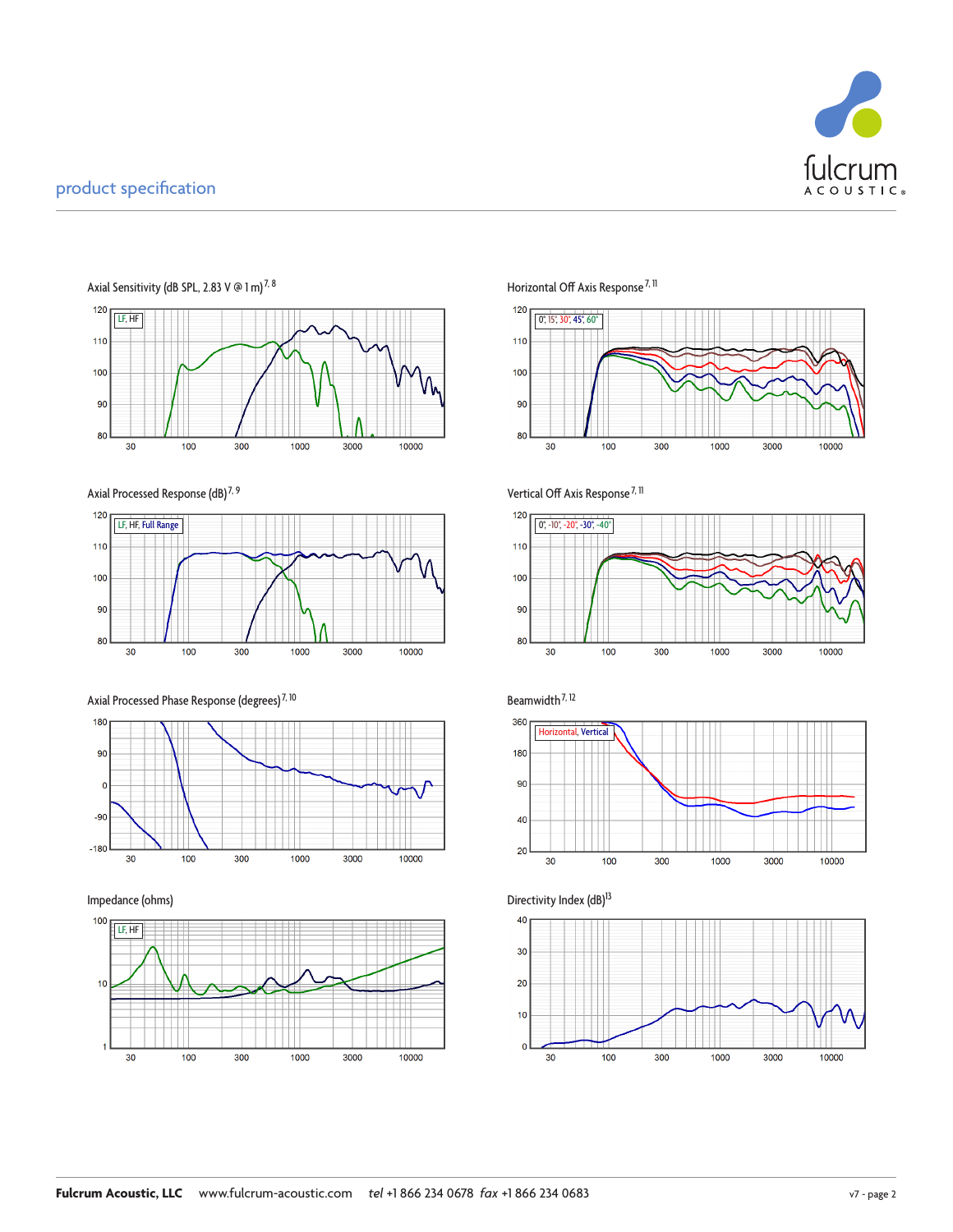product specification

Axial Sensitivity (dB SPL, 2.83 V @ 1 m)[7, 8]

Horizontal Off Axis Response[7, 11]

Axial Processed Response (dB)[7, 9]

Vertical Off Axis Response[7, 11]

Axial Processed Phase Response (degrees)[7, 10]

Beamwidth[7, 12]

Impedance (ohms)

Directivity Index (dB)[13]

**Fulcrum Acoustic, LLC** www.fulcrum-acoustic.com *tel* +1 866 234 0678 *fax* +1 866 234 0683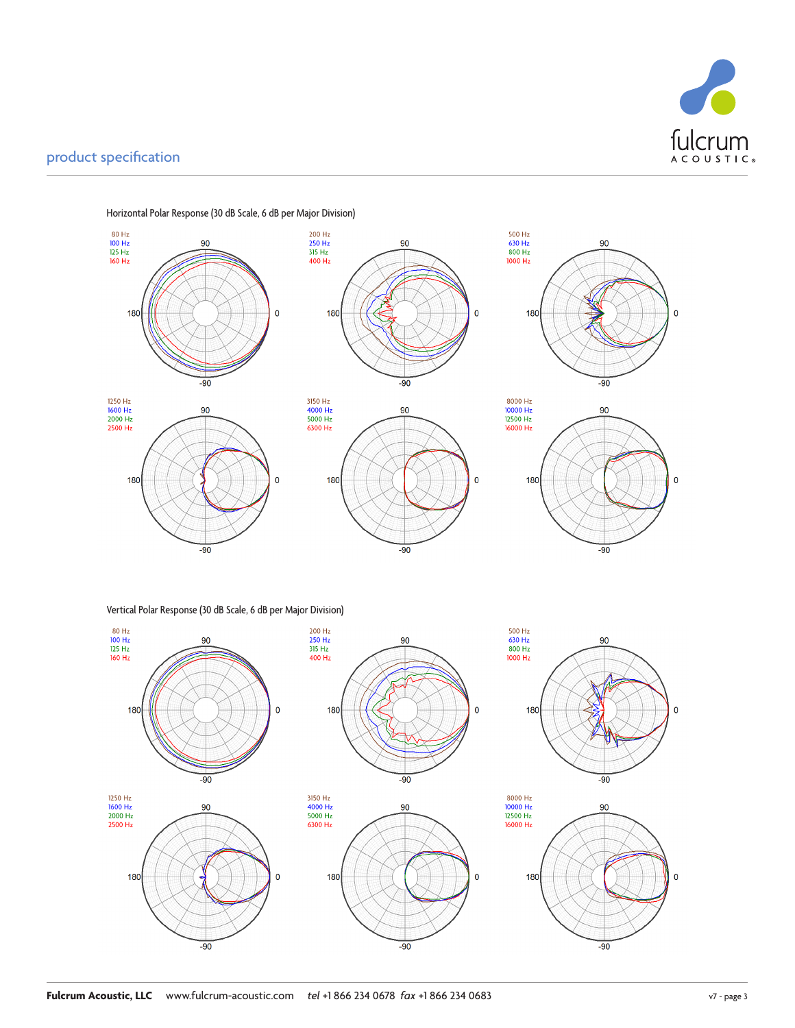## Horizontal Polar Response (30 dB Scale, 6 dB per Major Division)

80 Hz
100 Hz
125 Hz
160 Hz

200 Hz
250 Hz
315 Hz
400 Hz

500 Hz
630 Hz
800 Hz
1000 Hz

1250 Hz
1600 Hz
2000 Hz
2500 Hz

3150 Hz
4000 Hz
5000 Hz
6300 Hz

8000 Hz
10000 Hz
12500 Hz
16000 Hz

## Vertical Polar Response (30 dB Scale, 6 dB per Major Division)

80 Hz
100 Hz
125 Hz
160 Hz

200 Hz
250 Hz
315 Hz
400 Hz

500 Hz
630 Hz
800 Hz
1000 Hz

1250 Hz
1600 Hz
2000 Hz
2500 Hz

3150 Hz
4000 Hz
5000 Hz
6300 Hz

8000 Hz
10000 Hz
12500 Hz
16000 Hz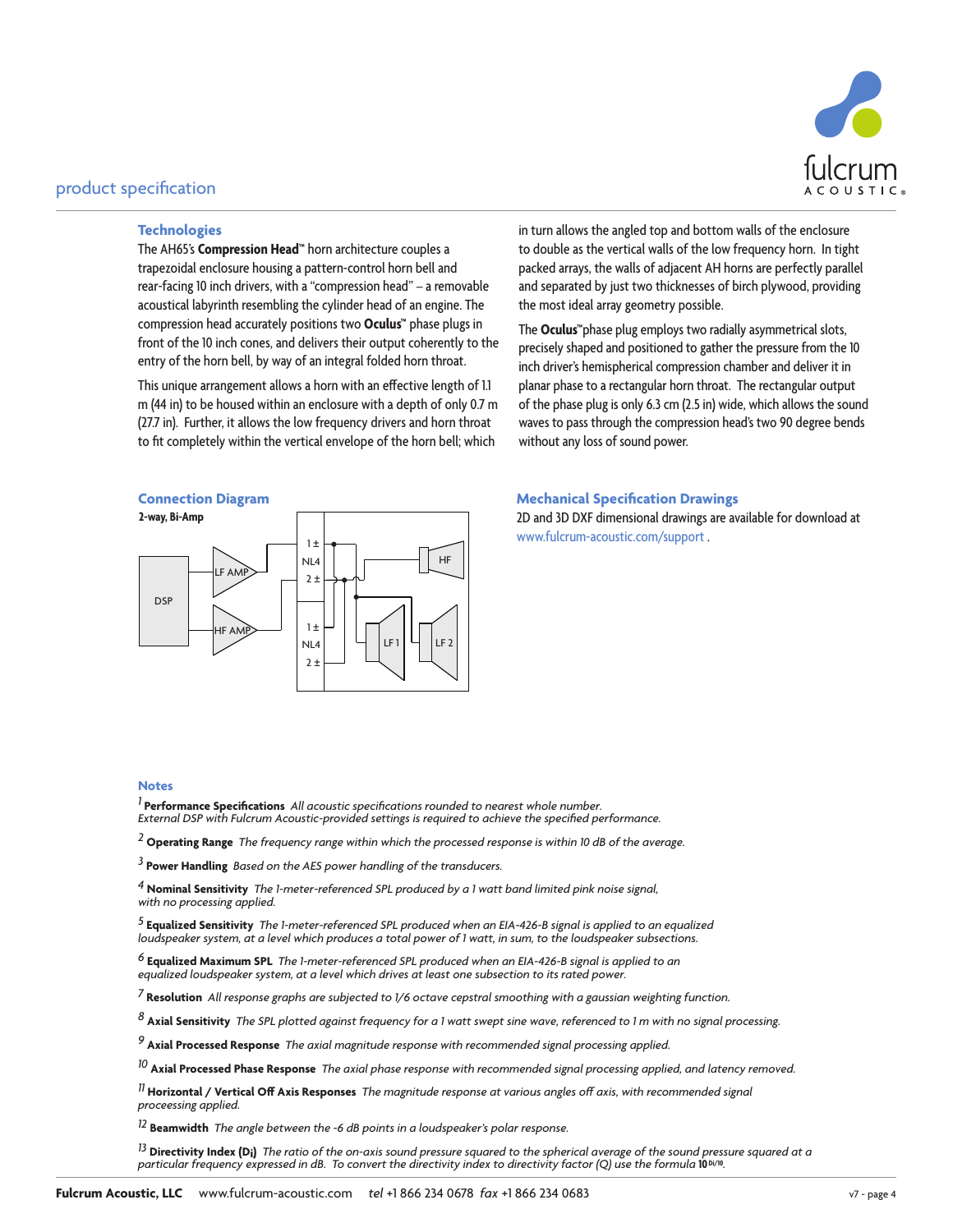## product specification

### Technologies

The AH65's **Compression Head**™ horn architecture couples a trapezoidal enclosure housing a pattern-control horn bell and rear-facing 10 inch drivers, with a "compression head" – a removable acoustical labyrinth resembling the cylinder head of an engine. The compression head accurately positions two **Oculus**™ phase plugs in front of the 10 inch cones, and delivers their output coherently to the entry of the horn bell, by way of an integral folded horn throat.

This unique arrangement allows a horn with an effective length of 1.1 m (44 in) to be housed within an enclosure with a depth of only 0.7 m (27.7 in). Further, it allows the low frequency drivers and horn throat to fit completely within the vertical envelope of the horn bell; which in turn allows the angled top and bottom walls of the enclosure to double as the vertical walls of the low frequency horn. In tight packed arrays, the walls of adjacent AH horns are perfectly parallel and separated by just two thicknesses of birch plywood, providing the most ideal array geometry possible.

The **Oculus**™ phase plug employs two radially asymmetrical slots, precisely shaped and positioned to gather the pressure from the 10 inch driver's hemispherical compression chamber and deliver it in planar phase to a rectangular horn throat. The rectangular output of the phase plug is only 6.3 cm (2.5 in) wide, which allows the sound waves to pass through the compression head's two 90 degree bends without any loss of sound power.

### Connection Diagram

**2-way, Bi-Amp**

DSP — LF AMP — HF AMP — NL4 (1 ±, 2 ±) — NL4 (1 ±, 2 ±) — HF — LF 1 — LF 2

### Mechanical Specification Drawings

2D and 3D DXF dimensional drawings are available for download at www.fulcrum-acoustic.com/support .

### Notes

[1] **Performance Specifications** *All acoustic specifications rounded to nearest whole number. External DSP with Fulcrum Acoustic-provided settings is required to achieve the specified performance.*

[2] **Operating Range** *The frequency range within which the processed response is within 10 dB of the average.*

[3] **Power Handling** *Based on the AES power handling of the transducers.*

[4] **Nominal Sensitivity** *The 1-meter-referenced SPL produced by a 1 watt band limited pink noise signal, with no processing applied.*

[5] **Equalized Sensitivity** *The 1-meter-referenced SPL produced when an EIA-426-B signal is applied to an equalized loudspeaker system, at a level which produces a total power of 1 watt, in sum, to the loudspeaker subsections.*

[6] **Equalized Maximum SPL** *The 1-meter-referenced SPL produced when an EIA-426-B signal is applied to an equalized loudspeaker system, at a level which drives at least one subsection to its rated power.*

[7] **Resolution** *All response graphs are subjected to 1/6 octave cepstral smoothing with a gaussian weighting function.*

[8] **Axial Sensitivity** *The SPL plotted against frequency for a 1 watt swept sine wave, referenced to 1 m with no signal processing.*

[9] **Axial Processed Response** *The axial magnitude response with recommended signal processing applied.*

[10] **Axial Processed Phase Response** *The axial phase response with recommended signal processing applied, and latency removed.*

[11] **Horizontal / Vertical Off Axis Responses** *The magnitude response at various angles off axis, with recommended signal processing applied.*

[12] **Beamwidth** *The angle between the -6 dB points in a loudspeaker's polar response.*

[13] **Directivity Index ($D_i$)** *The ratio of the on-axis sound pressure squared to the spherical average of the sound pressure squared at a particular frequency expressed in dB. To convert the directivity index to directivity factor (Q) use the formula* $10^{DI/10}$.

**Fulcrum Acoustic, LLC** www.fulcrum-acoustic.com *tel* +1 866 234 0678 *fax* +1 866 234 0683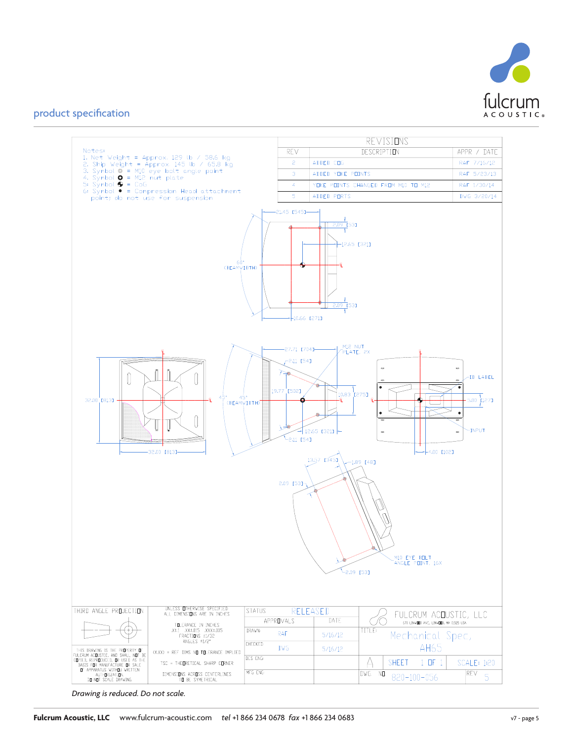## product specification

Notes:
1. Net Weight = Approx. 129 lb / 58.6 kg
2. Ship Weight = Approx. 145 lb / 65.8 kg
3. Symbol ◎ = M10 eye bolt angle point
4. Symbol ⭘ = M12 nut plate
5. Symbol ⊕ = CoG
6. Symbol ● = Compression Head attachment point; do not use for suspension

| REVISIONS | | |
|---|---|---|
| REV | DESCRIPTION | APPR / DATE |
| 2 | ADDED COG | RAF 7/16/12 |
| 3 | ADDED YOKE POINTS | RAF 5/23/13 |
| 4 | YOKE POINTS CHANGED FROM M10 TO M12 | RAF 1/30/14 |
| 5 | ADDED PORTS | DWG 3/20/14 |

21.45 [545] · 2.09 [53] · 12.65 [321] · 60° (BEAMWIDTH) · 2.09 [53] · 10.66 [271]

27.71 [704] · M12 NUT PLATE, 2X · 2.11 [54] · 19.77 [502] · 10.83 [275] · 45° 45° (BEAMWIDTH) · 12.65 [321] · 2.11 [54]

32.00 [813] · 32.00 [813]

ID LABEL · 5.00 [127] · INPUT · 4.00 [102]

13.57 [345] · 1.89 [48] · 2.09 [53] · M10 EYE BOLT ANGLE POINT, 16X · 2.09 [53]

| THIRD ANGLE PROJECTION | UNLESS OTHERWISE SPECIFIED ALL DIMENSIONS ARE IN INCHES<br>TOLERANCE IN INCHES .X±.1 .XX±.015 .XXX±.005 FRACTIONS ±1/32 ANGLES ±1/2° | STATUS: RELEASED | | FULCRUM ACOUSTIC, LLC |
|---|---|---|---|---|
| | (X.XXX) = REF DIMS NO TOLERANCE IMPLIED | APPROVALS | DATE | TITLE: Mechanical Spec, AH65 |
| THIS DRAWING IS THE PROPERTY OF FULCRUM ACOUSTIC AND SHALL NOT BE COPIED, REPRODUCED, OR USED AS THE BASIS FOR MANUFACTURE OR SALE OF APPARATUS WITHOUT WRITTEN AUTHORIZATION. DO NOT SCALE DRAWING. | TSC = THEORETICAL SHARP CORNER | DRAWN: RAF | 5/16/12 | A · SHEET 1 OF 1 · SCALE: 1:20 |
| | DIMENSIONS ACROSS CENTERLINES TO BE SYMETRICAL | CHECKED: DWG | 5/16/12 | DWG. NO 820-100-056 · REV 5 |
| | | DES ENG | | |
| | | MFG ENG | | |

*Drawing is reduced. Do not scale.*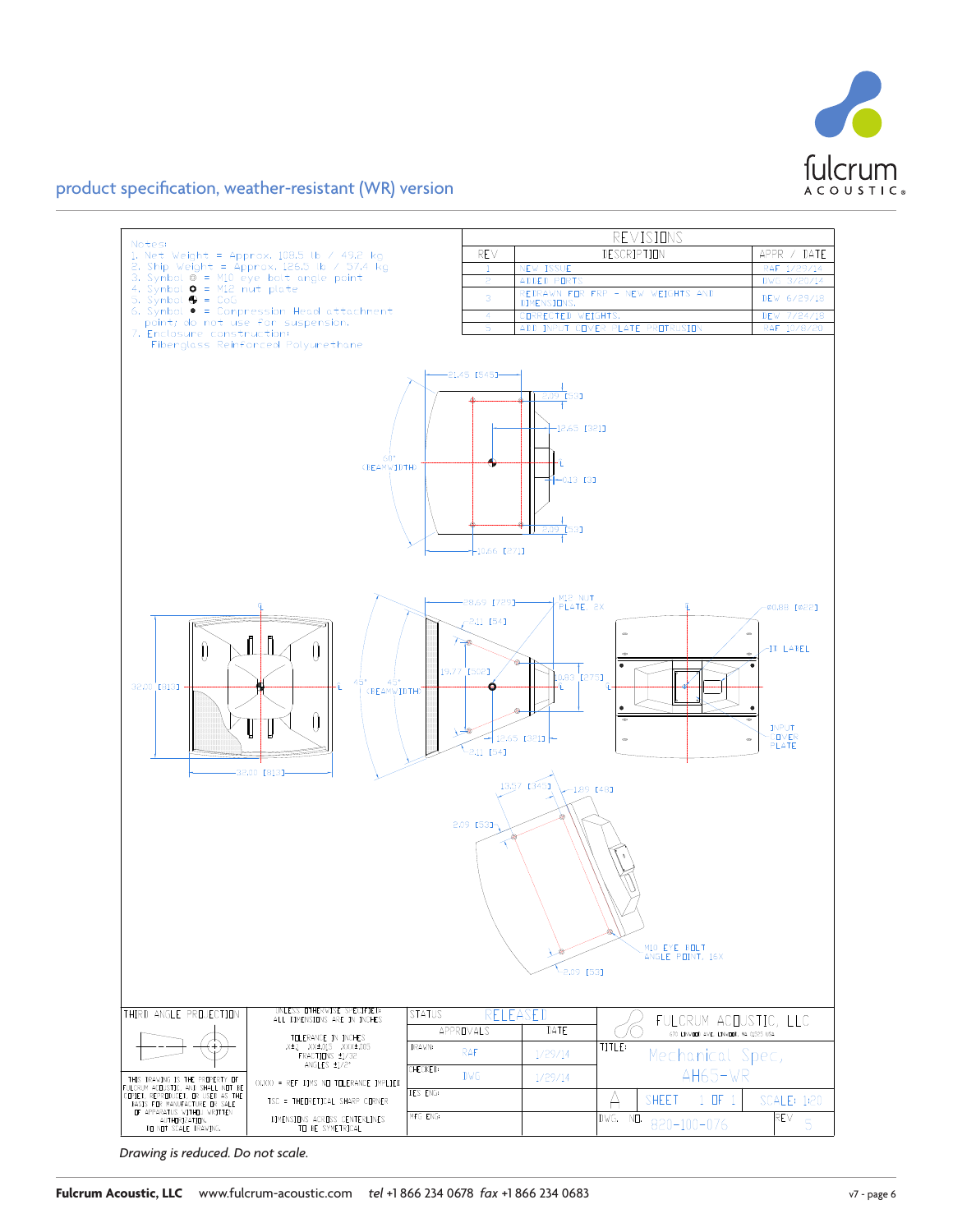## product specification, weather-resistant (WR) version

Notes:
1. Net Weight = Approx. 108.5 lb / 49.2 kg
2. Ship Weight = Approx. 126.5 lb / 57.4 kg
3. Symbol ⊕ = M10 eye bolt angle point
4. Symbol ⊙ = M12 nut plate
5. Symbol ◐ = CoG
6. Symbol • = Compression Head attachment point; do not use for suspension.
7. Enclosure construction: Fiberglass Reinforced Polyurethane

**REVISIONS**

| REV | DESCRIPTION | APPR / DATE |
|---|---|---|
| 1 | NEW ISSUE | RAF 1/29/14 |
| 2 | ADDED PORTS | DWG 3/20/14 |
| 3 | REDRAWN FOR FRP - NEW WEIGHTS AND DIMENSIONS. | DEW 6/29/18 |
| 4 | CORRECTED WEIGHTS. | DEW 7/24/18 |
| 5 | ADD INPUT COVER PLATE PROTRUSION | RAF 10/8/20 |

21.45 [545]
2.09 [53]
12.63 [321]
60° (BEAMWIDTH)
0.13 [3]
2.09 [53]
10.66 [271]

28.69 [729]
M12 NUT PLATE, 2X
2.11 [54]
19.77 [502]
10.83 [275]
45° 45° (BEAMWIDTH)
12.65 [321]
2.11 [54]
32.00 [813]
32.00 [813]
⌀0.88 [⌀22]
ID LABEL
INPUT COVER PLATE

13.57 [345]
1.89 [48]
2.09 [53]
M10 EYE BOLT ANGLE POINT, 16X
2.09 [53]

| THIRD ANGLE PROJECTION | UNLESS OTHERWISE SPECIFIED: ALL DIMENSIONS ARE IN INCHES | STATUS: RELEASED | | FULCRUM ACOUSTIC, LLC 670 LINWOOD AVE. LINWOOD, MA 01525 USA |
|---|---|---|---|---|
| | TOLERANCE IN INCHES .X±.1 .XX±.015 .XXX±.005 FRACTIONS ±1/32 ANGLES ±1/2° | APPROVALS | DATE | TITLE: Mechanical Spec, AH65-WR |
| THIS DRAWING IS THE PROPERTY OF FULCRUM ACOUSTIC AND SHALL NOT BE COPIED, REPRODUCED, OR USED AS THE BASIS FOR MANUFACTURE OR SALE OF APPARATUS WITHOUT WRITTEN AUTHORIZATION. DO NOT SCALE DRAWING. | (X.XX) = REF DIMS NO TOLERANCE IMPLIED | DRAWN: RAF | 1/29/14 | A SHEET 1 OF 1 SCALE: 1:20 |
| | TSC = THEORETICAL SHARP CORNER | CHECKED: DWG | 1/29/14 | DWG. NO. 820-100-076 REV 5 |
| | DIMENSIONS ACROSS CENTERLINES TO BE SYMMETRICAL | DES ENG: | | |
| | | MFG ENG: | | |

*Drawing is reduced. Do not scale.*

**Fulcrum Acoustic, LLC** www.fulcrum-acoustic.com *tel* +1 866 234 0678 *fax* +1 866 234 0683